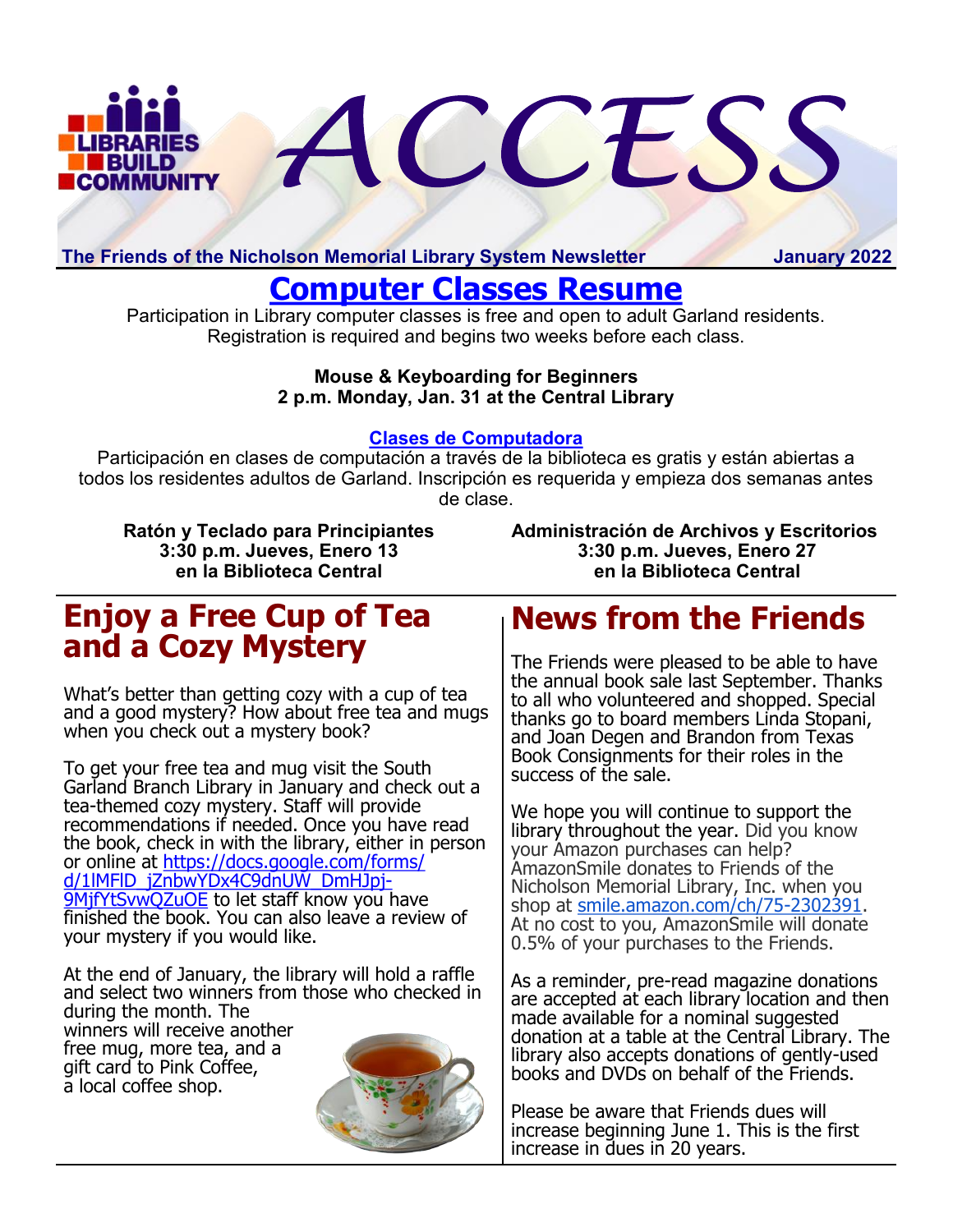# ACCESS

**The Friends of the Nicholson Memorial Library System Newsletter** **January 2022**

## Computer Classes Resume

Participation in Library computer classes is free and open to adult Garland residents. Registration is required and begins two weeks before each class.

**Mouse & Keyboarding for Beginners**
**2 p.m. Monday, Jan. 31 at the Central Library**

### Clases de Computadora

Participación en clases de computación a través de la biblioteca es gratis y están abiertas a todos los residentes adultos de Garland. Inscripción es requerida y empieza dos semanas antes de clase.

**Ratón y Teclado para Principiantes**
**3:30 p.m. Jueves, Enero 13**
**en la Biblioteca Central**

**Administración de Archivos y Escritorios**
**3:30 p.m. Jueves, Enero 27**
**en la Biblioteca Central**

## Enjoy a Free Cup of Tea and a Cozy Mystery

What's better than getting cozy with a cup of tea and a good mystery? How about free tea and mugs when you check out a mystery book?

To get your free tea and mug visit the South Garland Branch Library in January and check out a tea-themed cozy mystery. Staff will provide recommendations if needed. Once you have read the book, check in with the library, either in person or online at https://docs.google.com/forms/d/1lMFlD_jZnbwYDx4C9dnUW_DmHJpj-9MjfYtSvwQZuOE to let staff know you have finished the book. You can also leave a review of your mystery if you would like.

At the end of January, the library will hold a raffle and select two winners from those who checked in during the month. The winners will receive another free mug, more tea, and a gift card to Pink Coffee, a local coffee shop.

## News from the Friends

The Friends were pleased to be able to have the annual book sale last September. Thanks to all who volunteered and shopped. Special thanks go to board members Linda Stopani, and Joan Degen and Brandon from Texas Book Consignments for their roles in the success of the sale.

We hope you will continue to support the library throughout the year. Did you know your Amazon purchases can help? AmazonSmile donates to Friends of the Nicholson Memorial Library, Inc. when you shop at smile.amazon.com/ch/75-2302391. At no cost to you, AmazonSmile will donate 0.5% of your purchases to the Friends.

As a reminder, pre-read magazine donations are accepted at each library location and then made available for a nominal suggested donation at a table at the Central Library. The library also accepts donations of gently-used books and DVDs on behalf of the Friends.

Please be aware that Friends dues will increase beginning June 1. This is the first increase in dues in 20 years.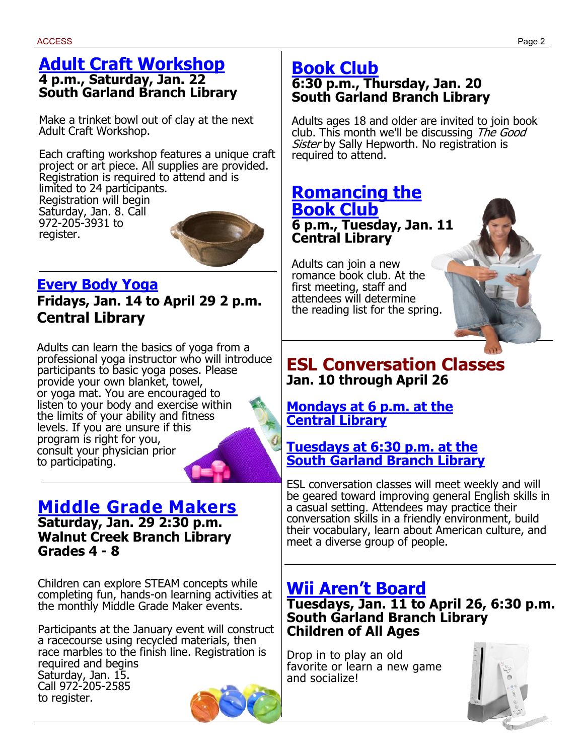## Adult Craft Workshop

**4 p.m., Saturday, Jan. 22**
**South Garland Branch Library**

Make a trinket bowl out of clay at the next Adult Craft Workshop.

Each crafting workshop features a unique craft project or art piece. All supplies are provided. Registration is required to attend and is limited to 24 participants. Registration will begin Saturday, Jan. 8. Call 972-205-3931 to register.

## Every Body Yoga

**Fridays, Jan. 14 to April 29 2 p.m.**
**Central Library**

Adults can learn the basics of yoga from a professional yoga instructor who will introduce participants to basic yoga poses. Please provide your own blanket, towel, or yoga mat. You are encouraged to listen to your body and exercise within the limits of your ability and fitness levels. If you are unsure if this program is right for you, consult your physician prior to participating.

## Middle Grade Makers

**Saturday, Jan. 29 2:30 p.m.**
**Walnut Creek Branch Library**
**Grades 4 - 8**

Children can explore STEAM concepts while completing fun, hands-on learning activities at the monthly Middle Grade Maker events.

Participants at the January event will construct a racecourse using recycled materials, then race marbles to the finish line. Registration is required and begins Saturday, Jan. 15. Call 972-205-2585 to register.

## Book Club

**6:30 p.m., Thursday, Jan. 20**
**South Garland Branch Library**

Adults ages 18 and older are invited to join book club. This month we'll be discussing *The Good Sister* by Sally Hepworth. No registration is required to attend.

## Romancing the Book Club

**6 p.m., Tuesday, Jan. 11**
**Central Library**

Adults can join a new romance book club. At the first meeting, staff and attendees will determine the reading list for the spring.

## ESL Conversation Classes

**Jan. 10 through April 26**

**Mondays at 6 p.m. at the Central Library**

**Tuesdays at 6:30 p.m. at the South Garland Branch Library**

ESL conversation classes will meet weekly and will be geared toward improving general English skills in a casual setting. Attendees may practice their conversation skills in a friendly environment, build their vocabulary, learn about American culture, and meet a diverse group of people.

## Wii Aren't Board

**Tuesdays, Jan. 11 to April 26, 6:30 p.m.**
**South Garland Branch Library**
**Children of All Ages**

Drop in to play an old favorite or learn a new game and socialize!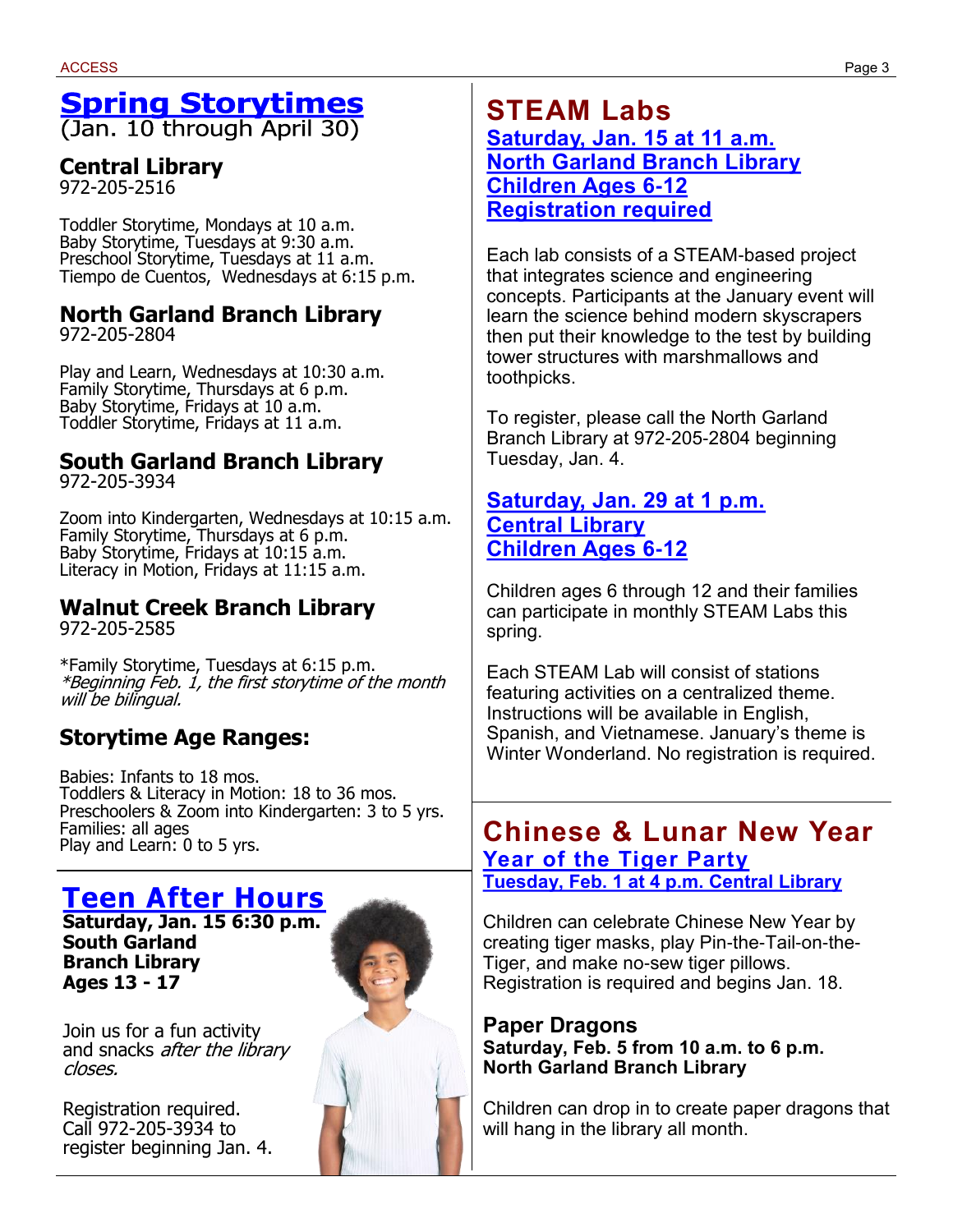## Spring Storytimes

(Jan. 10 through April 30)

### Central Library

972-205-2516

Toddler Storytime, Mondays at 10 a.m.
Baby Storytime, Tuesdays at 9:30 a.m.
Preschool Storytime, Tuesdays at 11 a.m.
Tiempo de Cuentos, Wednesdays at 6:15 p.m.

### North Garland Branch Library

972-205-2804

Play and Learn, Wednesdays at 10:30 a.m.
Family Storytime, Thursdays at 6 p.m.
Baby Storytime, Fridays at 10 a.m.
Toddler Storytime, Fridays at 11 a.m.

### South Garland Branch Library

972-205-3934

Zoom into Kindergarten, Wednesdays at 10:15 a.m.
Family Storytime, Thursdays at 6 p.m.
Baby Storytime, Fridays at 10:15 a.m.
Literacy in Motion, Fridays at 11:15 a.m.

### Walnut Creek Branch Library

972-205-2585

*Family Storytime, Tuesdays at 6:15 p.m.
*\*Beginning Feb. 1, the first storytime of the month will be bilingual.*

### Storytime Age Ranges:

Babies: Infants to 18 mos.
Toddlers & Literacy in Motion: 18 to 36 mos.
Preschoolers & Zoom into Kindergarten: 3 to 5 yrs.
Families: all ages
Play and Learn: 0 to 5 yrs.

## Teen After Hours

**Saturday, Jan. 15 6:30 p.m.**
**South Garland Branch Library**
**Ages 13 - 17**

Join us for a fun activity and snacks *after the library closes.*

Registration required. Call 972-205-3934 to register beginning Jan. 4.

## STEAM Labs

**Saturday, Jan. 15 at 11 a.m.**
**North Garland Branch Library**
**Children Ages 6-12**
**Registration required**

Each lab consists of a STEAM-based project that integrates science and engineering concepts. Participants at the January event will learn the science behind modern skyscrapers then put their knowledge to the test by building tower structures with marshmallows and toothpicks.

To register, please call the North Garland Branch Library at 972-205-2804 beginning Tuesday, Jan. 4.

**Saturday, Jan. 29 at 1 p.m.**
**Central Library**
**Children Ages 6-12**

Children ages 6 through 12 and their families can participate in monthly STEAM Labs this spring.

Each STEAM Lab will consist of stations featuring activities on a centralized theme. Instructions will be available in English, Spanish, and Vietnamese. January's theme is Winter Wonderland. No registration is required.

## Chinese & Lunar New Year

### Year of the Tiger Party

**Tuesday, Feb. 1 at 4 p.m. Central Library**

Children can celebrate Chinese New Year by creating tiger masks, play Pin-the-Tail-on-the-Tiger, and make no-sew tiger pillows. Registration is required and begins Jan. 18.

### Paper Dragons

**Saturday, Feb. 5 from 10 a.m. to 6 p.m.**
**North Garland Branch Library**

Children can drop in to create paper dragons that will hang in the library all month.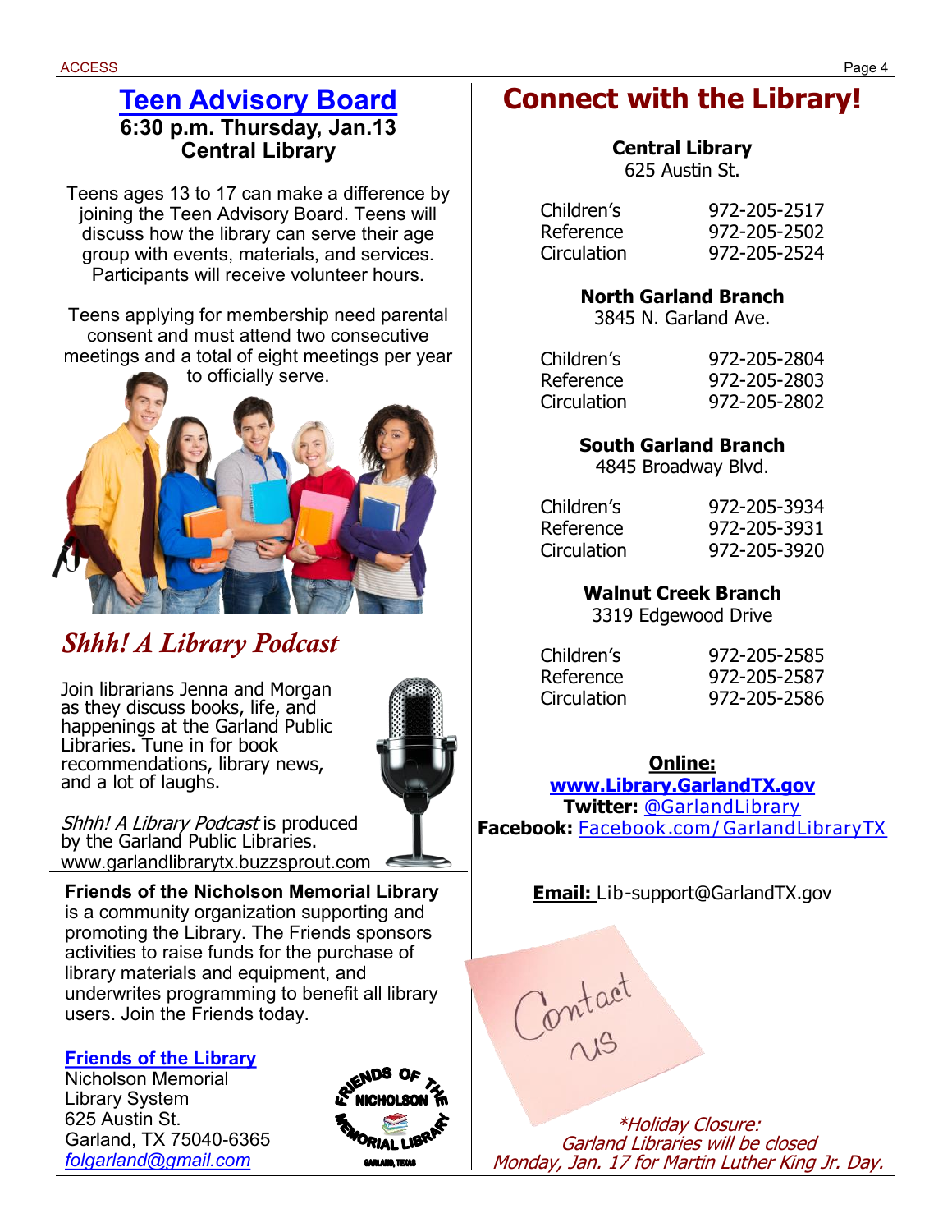## Teen Advisory Board

**6:30 p.m. Thursday, Jan.13**
**Central Library**

Teens ages 13 to 17 can make a difference by joining the Teen Advisory Board. Teens will discuss how the library can serve their age group with events, materials, and services. Participants will receive volunteer hours.

Teens applying for membership need parental consent and must attend two consecutive meetings and a total of eight meetings per year to officially serve.

## *Shhh! A Library Podcast*

Join librarians Jenna and Morgan as they discuss books, life, and happenings at the Garland Public Libraries. Tune in for book recommendations, library news, and a lot of laughs.

*Shhh! A Library Podcast* is produced by the Garland Public Libraries.
www.garlandlibrarytx.buzzsprout.com

**Friends of the Nicholson Memorial Library** is a community organization supporting and promoting the Library. The Friends sponsors activities to raise funds for the purchase of library materials and equipment, and underwrites programming to benefit all library users. Join the Friends today.

**Friends of the Library**
Nicholson Memorial
Library System
625 Austin St.
Garland, TX 75040-6365
*folgarland@gmail.com*

FRIENDS OF THE NICHOLSON MEMORIAL LIBRARY
GARLAND, TEXAS

# Connect with the Library!

**Central Library**
625 Austin St.

| | |
|---|---|
| Children's | 972-205-2517 |
| Reference | 972-205-2502 |
| Circulation | 972-205-2524 |

**North Garland Branch**
3845 N. Garland Ave.

| | |
|---|---|
| Children's | 972-205-2804 |
| Reference | 972-205-2803 |
| Circulation | 972-205-2802 |

**South Garland Branch**
4845 Broadway Blvd.

| | |
|---|---|
| Children's | 972-205-3934 |
| Reference | 972-205-3931 |
| Circulation | 972-205-3920 |

**Walnut Creek Branch**
3319 Edgewood Drive

| | |
|---|---|
| Children's | 972-205-2585 |
| Reference | 972-205-2587 |
| Circulation | 972-205-2586 |

**Online:**
**www.Library.GarlandTX.gov**
**Twitter:** @GarlandLibrary
**Facebook:** Facebook.com/GarlandLibraryTX

**Email:** Lib-support@GarlandTX.gov

Contact us

*\*Holiday Closure:*
*Garland Libraries will be closed Monday, Jan. 17 for Martin Luther King Jr. Day.*